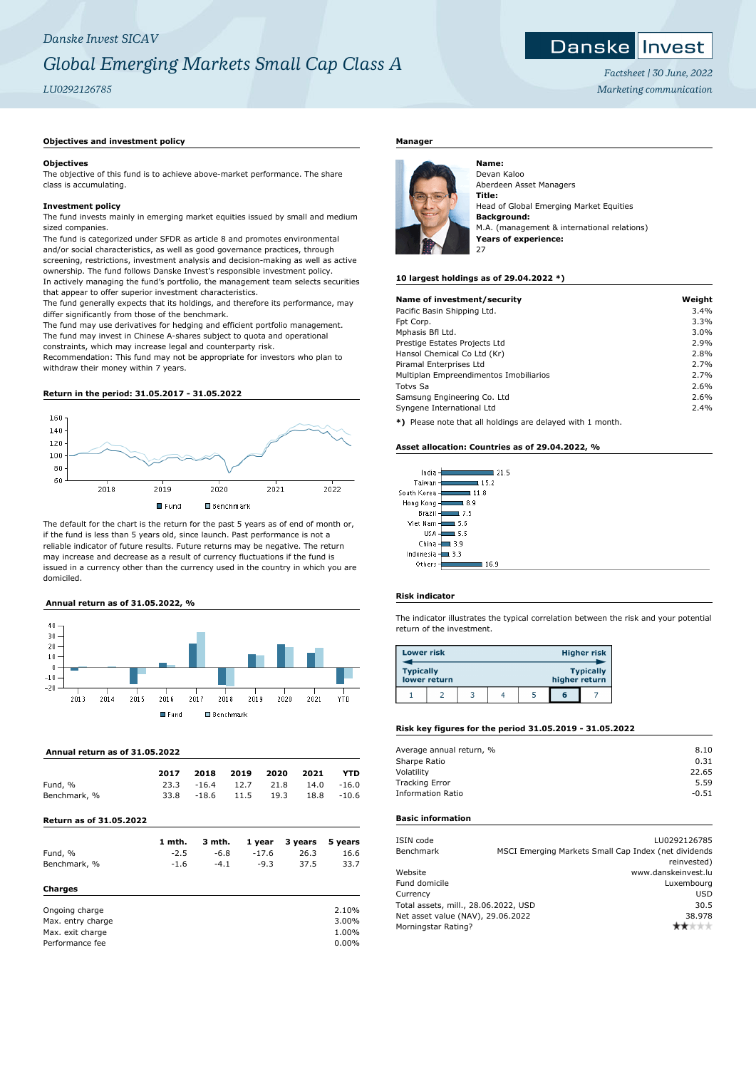*Danske Invest SICAV*

# *Global Emerging Markets Small Cap Class A*

*LU0292126785*

Danske Invest

*Factsheet | 30 June, 2022*
*Marketing communication*

## Objectives and investment policy

### Objectives

The objective of this fund is to achieve above-market performance. The share class is accumulating.

### Investment policy

The fund invests mainly in emerging market equities issued by small and medium sized companies.
The fund is categorized under SFDR as article 8 and promotes environmental and/or social characteristics, as well as good governance practices, through screening, restrictions, investment analysis and decision-making as well as active ownership. The fund follows Danske Invest's responsible investment policy.
In actively managing the fund's portfolio, the management team selects securities that appear to offer superior investment characteristics.
The fund generally expects that its holdings, and therefore its performance, may differ significantly from those of the benchmark.
The fund may use derivatives for hedging and efficient portfolio management.
The fund may invest in Chinese A-shares subject to quota and operational constraints, which may increase legal and counterparty risk.
Recommendation: This fund may not be appropriate for investors who plan to withdraw their money within 7 years.

## Return in the period: 31.05.2017 - 31.05.2022

160
140
120
100
80
60
2018 2019 2020 2021 2022
Fund Benchmark

The default for the chart is the return for the past 5 years as of end of month or, if the fund is less than 5 years old, since launch. Past performance is not a reliable indicator of future results. Future returns may be negative. The return may increase and decrease as a result of currency fluctuations if the fund is issued in a currency other than the currency used in the country in which you are domiciled.

## Annual return as of 31.05.2022, %

40
30
20
10
0
-10
-20
2013 2014 2015 2016 2017 2018 2019 2020 2021 YTD
Fund Benchmark

## Annual return as of 31.05.2022

| | 2017 | 2018 | 2019 | 2020 | 2021 | YTD |
|---|---|---|---|---|---|---|
| Fund, % | 23.3 | -16.4 | 12.7 | 21.8 | 14.0 | -16.0 |
| Benchmark, % | 33.8 | -18.6 | 11.5 | 19.3 | 18.8 | -10.6 |

## Return as of 31.05.2022

| | 1 mth. | 3 mth. | 1 year | 3 years | 5 years |
|---|---|---|---|---|---|
| Fund, % | -2.5 | -6.8 | -17.6 | 26.3 | 16.6 |
| Benchmark, % | -1.6 | -4.1 | -9.3 | 37.5 | 33.7 |

## Charges

| | |
|---|---|
| Ongoing charge | 2.10% |
| Max. entry charge | 3.00% |
| Max. exit charge | 1.00% |
| Performance fee | 0.00% |

## Manager

**Name:**
Devan Kaloo
Aberdeen Asset Managers
**Title:**
Head of Global Emerging Market Equities
**Background:**
M.A. (management & international relations)
**Years of experience:**
27

## 10 largest holdings as of 29.04.2022 *)

| Name of investment/security | Weight |
|---|---|
| Pacific Basin Shipping Ltd. | 3.4% |
| Fpt Corp. | 3.3% |
| Mphasis Bfl Ltd. | 3.0% |
| Prestige Estates Projects Ltd | 2.9% |
| Hansol Chemical Co Ltd (Kr) | 2.8% |
| Piramal Enterprises Ltd | 2.7% |
| Multiplan Empreendimentos Imobiliarios | 2.7% |
| Totvs Sa | 2.6% |
| Samsung Engineering Co. Ltd | 2.6% |
| Syngene International Ltd | 2.4% |

**\*)** Please note that all holdings are delayed with 1 month.

## Asset allocation: Countries as of 29.04.2022, %

India 21.5
Taiwan 15.2
South Korea 11.8
Hong Kong 8.9
Brazil 7.5
Viet Nam 5.6
USA 5.5
China 3.9
Indonesia 3.3
Others 16.9

## Risk indicator

The indicator illustrates the typical correlation between the risk and your potential return of the investment.

Lower risk — Higher risk
Typically lower return — Typically higher return
1 2 3 4 5 **6** 7

## Risk key figures for the period 31.05.2019 - 31.05.2022

| | |
|---|---|
| Average annual return, % | 8.10 |
| Sharpe Ratio | 0.31 |
| Volatility | 22.65 |
| Tracking Error | 5.59 |
| Information Ratio | -0.51 |

## Basic information

| | |
|---|---|
| ISIN code | LU0292126785 |
| Benchmark | MSCI Emerging Markets Small Cap Index (net dividends reinvested) |
| Website | www.danskeinvest.lu |
| Fund domicile | Luxembourg |
| Currency | USD |
| Total assets, mill., 28.06.2022, USD | 30.5 |
| Net asset value (NAV), 29.06.2022 | 38.978 |
| Morningstar Rating? | ★★☆☆☆ |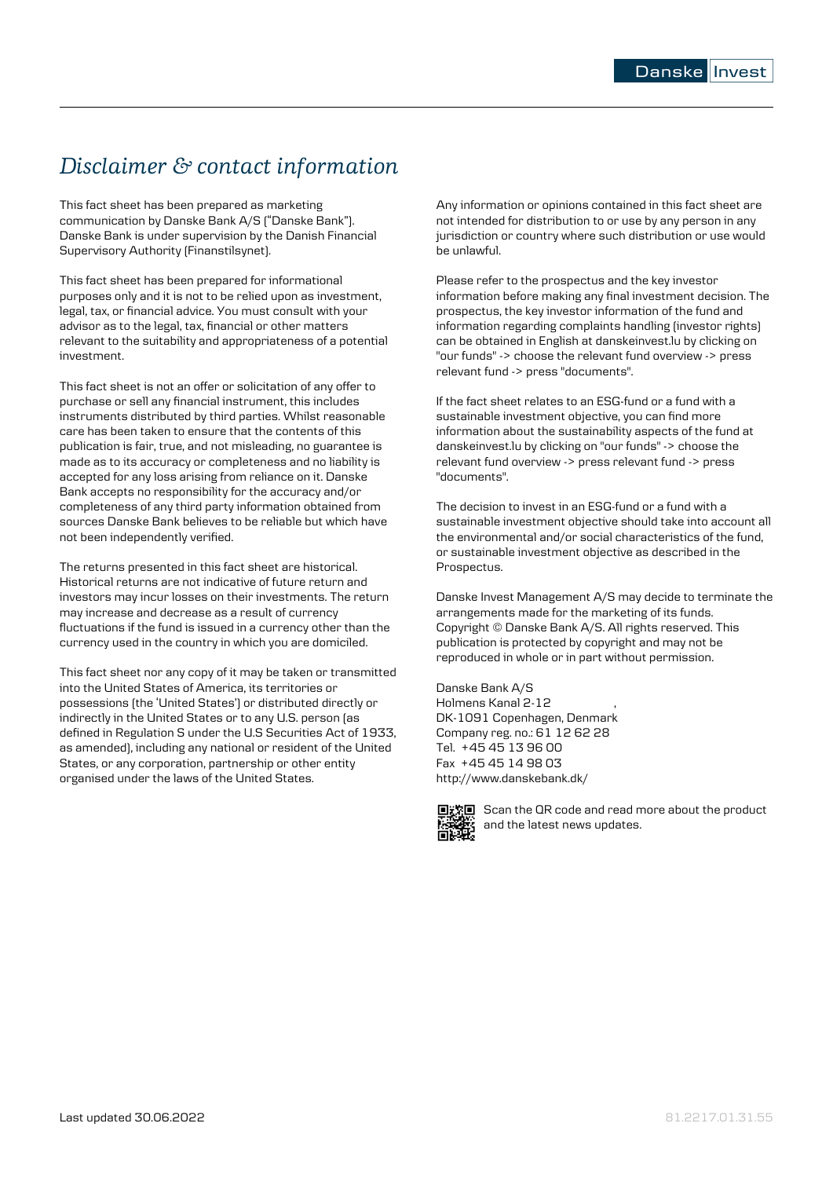# *Disclaimer & contact information*

This fact sheet has been prepared as marketing communication by Danske Bank A/S ("Danske Bank"). Danske Bank is under supervision by the Danish Financial Supervisory Authority (Finanstilsynet).

This fact sheet has been prepared for informational purposes only and it is not to be relied upon as investment, legal, tax, or financial advice. You must consult with your advisor as to the legal, tax, financial or other matters relevant to the suitability and appropriateness of a potential investment.

This fact sheet is not an offer or solicitation of any offer to purchase or sell any financial instrument, this includes instruments distributed by third parties. Whilst reasonable care has been taken to ensure that the contents of this publication is fair, true, and not misleading, no guarantee is made as to its accuracy or completeness and no liability is accepted for any loss arising from reliance on it. Danske Bank accepts no responsibility for the accuracy and/or completeness of any third party information obtained from sources Danske Bank believes to be reliable but which have not been independently verified.

The returns presented in this fact sheet are historical. Historical returns are not indicative of future return and investors may incur losses on their investments. The return may increase and decrease as a result of currency fluctuations if the fund is issued in a currency other than the currency used in the country in which you are domiciled.

This fact sheet nor any copy of it may be taken or transmitted into the United States of America, its territories or possessions (the 'United States') or distributed directly or indirectly in the United States or to any U.S. person (as defined in Regulation S under the U.S Securities Act of 1933, as amended), including any national or resident of the United States, or any corporation, partnership or other entity organised under the laws of the United States.

Any information or opinions contained in this fact sheet are not intended for distribution to or use by any person in any jurisdiction or country where such distribution or use would be unlawful.

Please refer to the prospectus and the key investor information before making any final investment decision. The prospectus, the key investor information of the fund and information regarding complaints handling (investor rights) can be obtained in English at danskeinvest.lu by clicking on "our funds" -> choose the relevant fund overview -> press relevant fund -> press "documents".

If the fact sheet relates to an ESG-fund or a fund with a sustainable investment objective, you can find more information about the sustainability aspects of the fund at danskeinvest.lu by clicking on "our funds" -> choose the relevant fund overview -> press relevant fund -> press "documents".

The decision to invest in an ESG-fund or a fund with a sustainable investment objective should take into account all the environmental and/or social characteristics of the fund, or sustainable investment objective as described in the Prospectus.

Danske Invest Management A/S may decide to terminate the arrangements made for the marketing of its funds. Copyright © Danske Bank A/S. All rights reserved. This publication is protected by copyright and may not be reproduced in whole or in part without permission.

Danske Bank A/S
Holmens Kanal 2-12
DK-1091 Copenhagen, Denmark
Company reg. no.: 61 12 62 28
Tel. +45 45 13 96 00
Fax +45 45 14 98 03
http://www.danskebank.dk/

Scan the QR code and read more about the product and the latest news updates.

Last updated 30.06.2022

81.2217.01.31.55